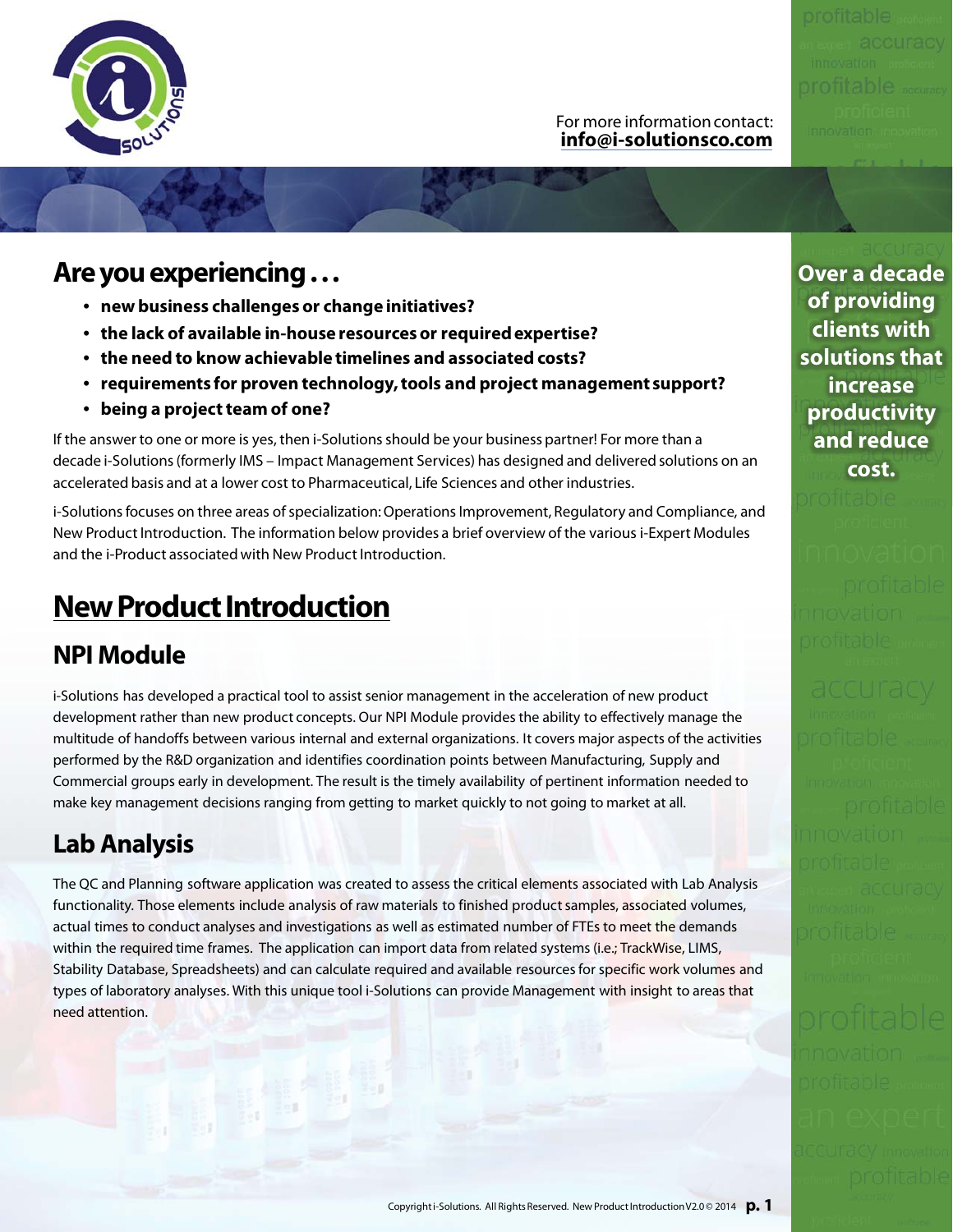For more information contact:
**info@i-solutionsco.com**

**Over a decade of providing clients with solutions that increase productivity and reduce cost.**

## Are you experiencing . . .

- **new business challenges or change initiatives?**
- **the lack of available in-house resources or required expertise?**
- **the need to know achievable timelines and associated costs?**
- **requirements for proven technology, tools and project management support?**
- **being a project team of one?**

If the answer to one or more is yes, then i-Solutions should be your business partner! For more than a decade i-Solutions (formerly IMS – Impact Management Services) has designed and delivered solutions on an accelerated basis and at a lower cost to Pharmaceutical, Life Sciences and other industries.

i-Solutions focuses on three areas of specialization: Operations Improvement, Regulatory and Compliance, and New Product Introduction. The information below provides a brief overview of the various i-Expert Modules and the i-Product associated with New Product Introduction.

# New Product Introduction

## NPI Module

i-Solutions has developed a practical tool to assist senior management in the acceleration of new product development rather than new product concepts. Our NPI Module provides the ability to effectively manage the multitude of handoffs between various internal and external organizations. It covers major aspects of the activities performed by the R&D organization and identifies coordination points between Manufacturing, Supply and Commercial groups early in development. The result is the timely availability of pertinent information needed to make key management decisions ranging from getting to market quickly to not going to market at all.

## Lab Analysis

The QC and Planning software application was created to assess the critical elements associated with Lab Analysis functionality. Those elements include analysis of raw materials to finished product samples, associated volumes, actual times to conduct analyses and investigations as well as estimated number of FTEs to meet the demands within the required time frames. The application can import data from related systems (i.e.; TrackWise, LIMS, Stability Database, Spreadsheets) and can calculate required and available resources for specific work volumes and types of laboratory analyses. With this unique tool i-Solutions can provide Management with insight to areas that need attention.

Copyright i-Solutions. All Rights Reserved. New Product Introduction V2.0 © 2014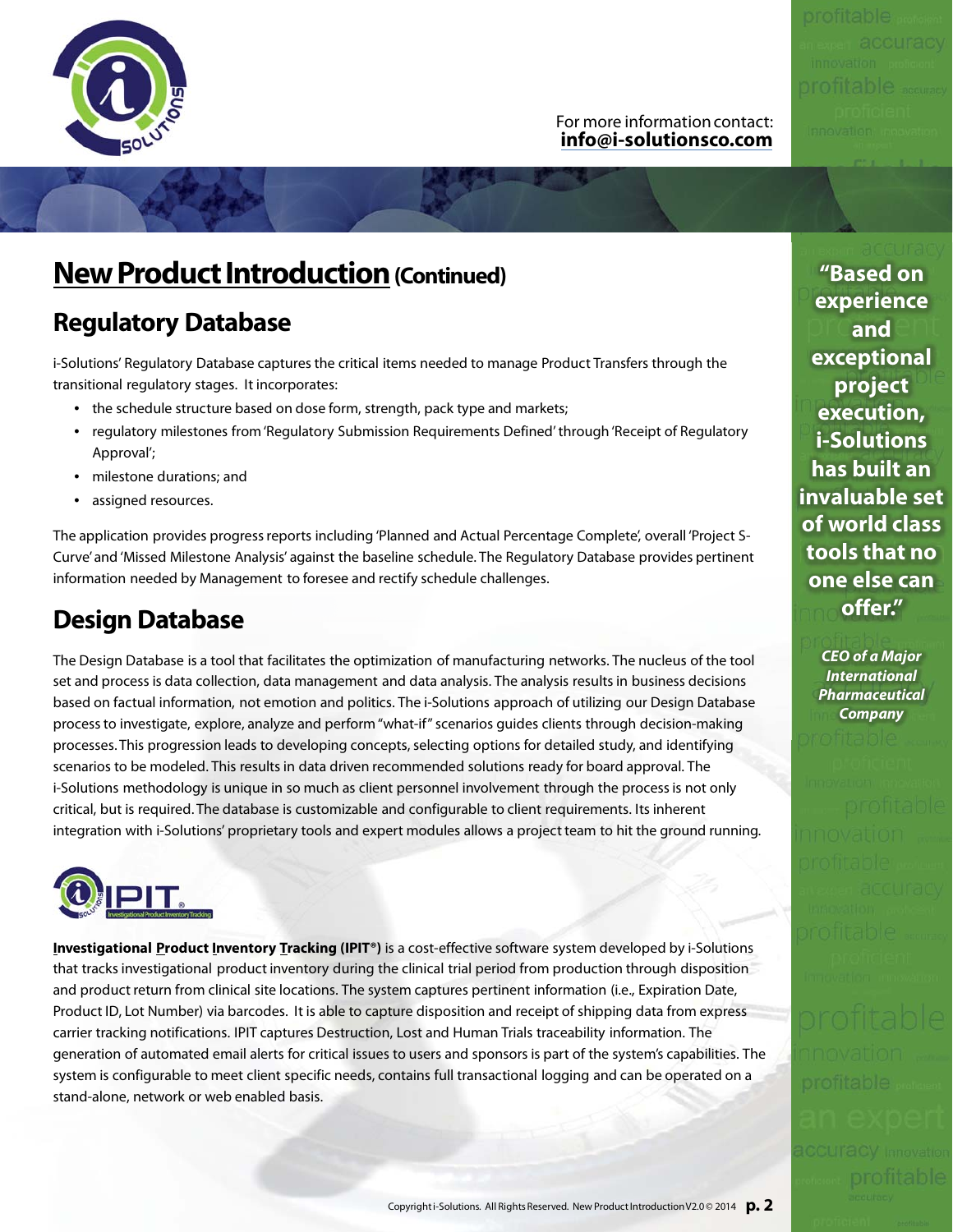For more information contact:
**info@i-solutionsco.com**

# New Product Introduction (Continued)

## Regulatory Database

i-Solutions' Regulatory Database captures the critical items needed to manage Product Transfers through the transitional regulatory stages. It incorporates:

- the schedule structure based on dose form, strength, pack type and markets;
- regulatory milestones from 'Regulatory Submission Requirements Defined' through 'Receipt of Regulatory Approval';
- milestone durations; and
- assigned resources.

The application provides progress reports including 'Planned and Actual Percentage Complete', overall 'Project S-Curve' and 'Missed Milestone Analysis' against the baseline schedule. The Regulatory Database provides pertinent information needed by Management to foresee and rectify schedule challenges.

## Design Database

The Design Database is a tool that facilitates the optimization of manufacturing networks. The nucleus of the tool set and process is data collection, data management and data analysis. The analysis results in business decisions based on factual information, not emotion and politics. The i-Solutions approach of utilizing our Design Database process to investigate, explore, analyze and perform "what-if" scenarios guides clients through decision-making processes. This progression leads to developing concepts, selecting options for detailed study, and identifying scenarios to be modeled. This results in data driven recommended solutions ready for board approval. The i-Solutions methodology is unique in so much as client personnel involvement through the process is not only critical, but is required. The database is customizable and configurable to client requirements. Its inherent integration with i-Solutions' proprietary tools and expert modules allows a project team to hit the ground running.

IPIT® Investigational Product Inventory Tracking

**Investigational Product Inventory Tracking (IPIT®)** is a cost-effective software system developed by i-Solutions that tracks investigational product inventory during the clinical trial period from production through disposition and product return from clinical site locations. The system captures pertinent information (i.e., Expiration Date, Product ID, Lot Number) via barcodes. It is able to capture disposition and receipt of shipping data from express carrier tracking notifications. IPIT captures Destruction, Lost and Human Trials traceability information. The generation of automated email alerts for critical issues to users and sponsors is part of the system's capabilities. The system is configurable to meet client specific needs, contains full transactional logging and can be operated on a stand-alone, network or web enabled basis.

**"Based on experience and exceptional project execution, i-Solutions has built an invaluable set of world class tools that no one else can offer."**

***CEO of a Major International Pharmaceutical Company***

Copyright i-Solutions. All Rights Reserved. New Product Introduction V2.0 © 2014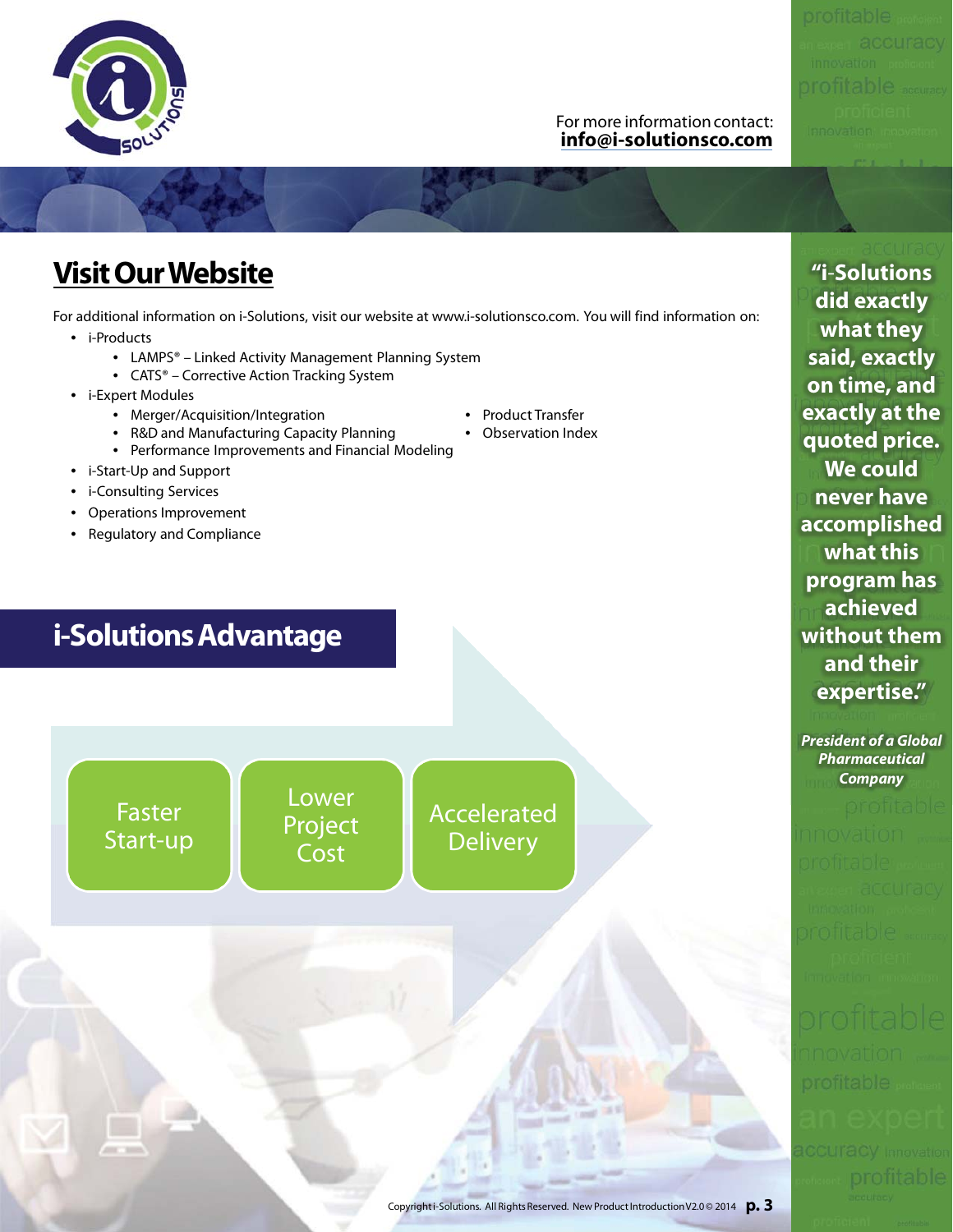For more information contact:
**info@i-solutionsco.com**

## Visit Our Website

For additional information on i-Solutions, visit our website at www.i-solutionsco.com. You will find information on:

- i-Products
  - LAMPS® – Linked Activity Management Planning System
  - CATS® – Corrective Action Tracking System
- i-Expert Modules
  - Merger/Acquisition/Integration
  - R&D and Manufacturing Capacity Planning
  - Performance Improvements and Financial Modeling
  - Product Transfer
  - Observation Index
- i-Start-Up and Support
- i-Consulting Services
- Operations Improvement
- Regulatory and Compliance

## i-Solutions Advantage

Faster Start-up

Lower Project Cost

Accelerated Delivery

**"i-Solutions did exactly what they said, exactly on time, and exactly at the quoted price. We could never have accomplished what this program has achieved without them and their expertise."**

***President of a Global Pharmaceutical Company***

Copyright i-Solutions. All Rights Reserved. New Product Introduction V2.0 © 2014